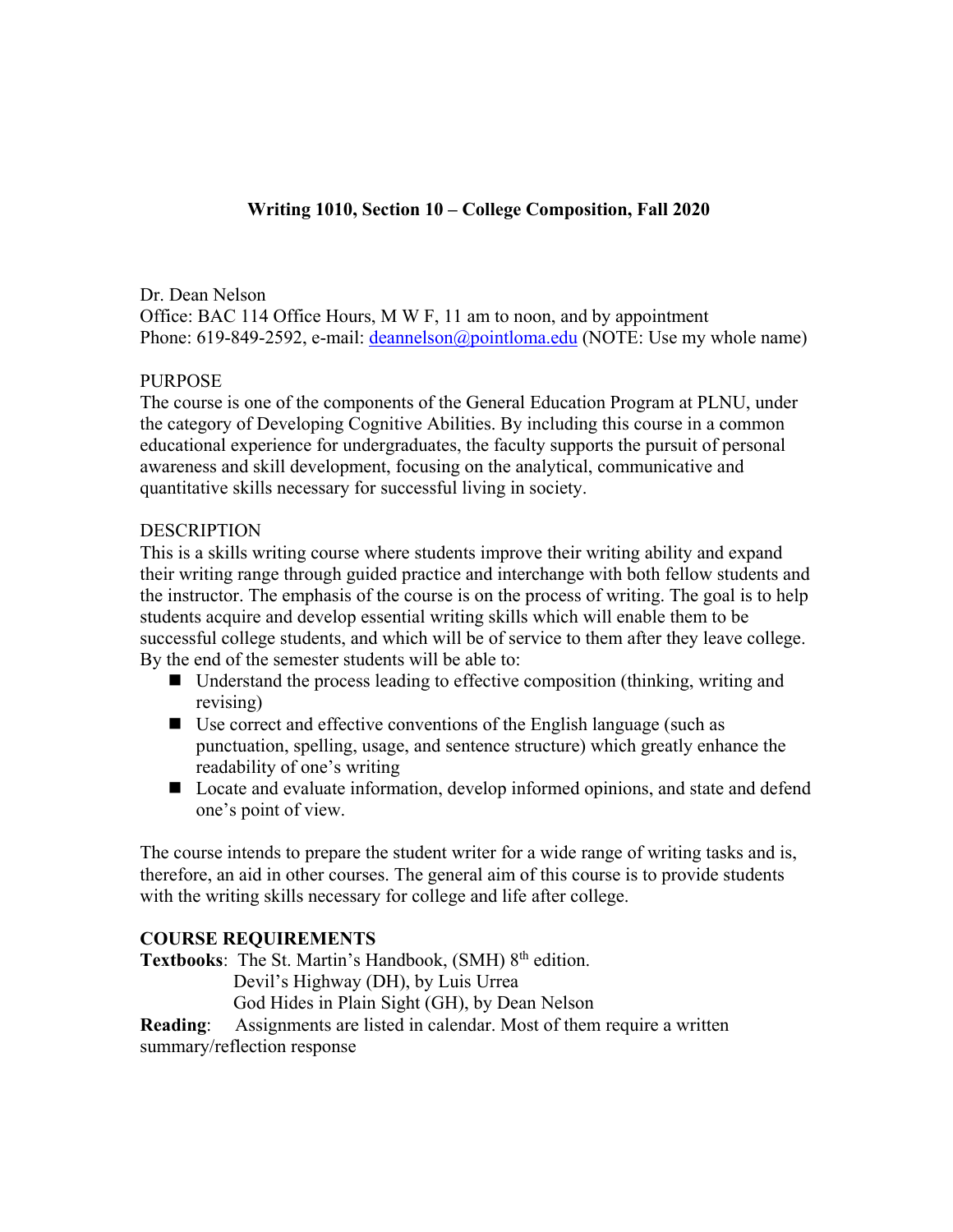# Writing 1010, Section 10 – College Composition, Fall 2020

Dr. Dean Nelson
Office: BAC 114 Office Hours, M W F, 11 am to noon, and by appointment
Phone: 619-849-2592, e-mail: deannelson@pointloma.edu (NOTE: Use my whole name)

PURPOSE
The course is one of the components of the General Education Program at PLNU, under the category of Developing Cognitive Abilities. By including this course in a common educational experience for undergraduates, the faculty supports the pursuit of personal awareness and skill development, focusing on the analytical, communicative and quantitative skills necessary for successful living in society.

DESCRIPTION
This is a skills writing course where students improve their writing ability and expand their writing range through guided practice and interchange with both fellow students and the instructor. The emphasis of the course is on the process of writing. The goal is to help students acquire and develop essential writing skills which will enable them to be successful college students, and which will be of service to them after they leave college. By the end of the semester students will be able to:

- Understand the process leading to effective composition (thinking, writing and revising)
- Use correct and effective conventions of the English language (such as punctuation, spelling, usage, and sentence structure) which greatly enhance the readability of one's writing
- Locate and evaluate information, develop informed opinions, and state and defend one's point of view.

The course intends to prepare the student writer for a wide range of writing tasks and is, therefore, an aid in other courses. The general aim of this course is to provide students with the writing skills necessary for college and life after college.

**COURSE REQUIREMENTS**

**Textbooks**: The St. Martin's Handbook, (SMH) 8th edition.
Devil's Highway (DH), by Luis Urrea
God Hides in Plain Sight (GH), by Dean Nelson

**Reading**: Assignments are listed in calendar. Most of them require a written summary/reflection response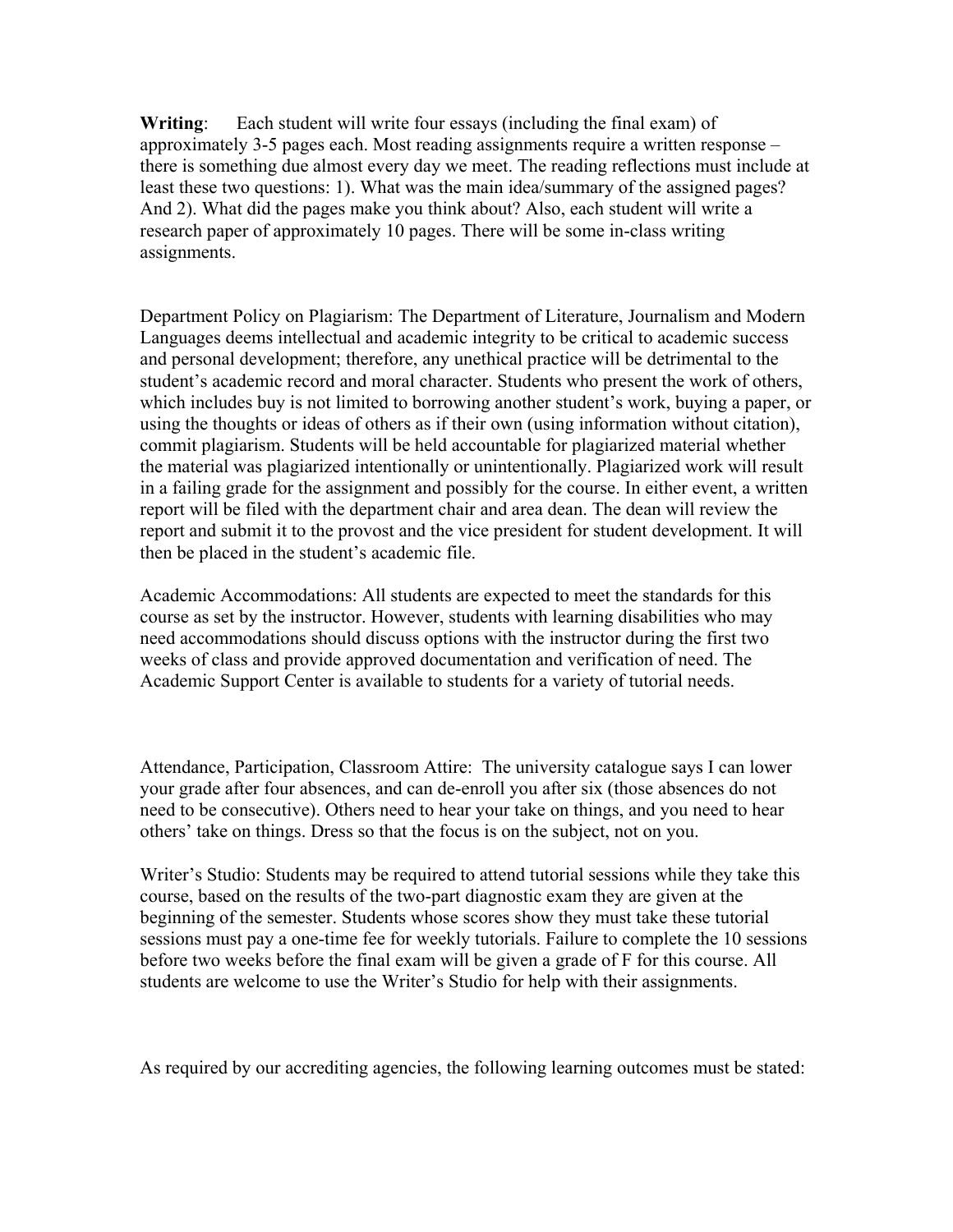**Writing**: Each student will write four essays (including the final exam) of approximately 3-5 pages each. Most reading assignments require a written response – there is something due almost every day we meet. The reading reflections must include at least these two questions: 1). What was the main idea/summary of the assigned pages? And 2). What did the pages make you think about? Also, each student will write a research paper of approximately 10 pages. There will be some in-class writing assignments.

Department Policy on Plagiarism: The Department of Literature, Journalism and Modern Languages deems intellectual and academic integrity to be critical to academic success and personal development; therefore, any unethical practice will be detrimental to the student's academic record and moral character. Students who present the work of others, which includes buy is not limited to borrowing another student's work, buying a paper, or using the thoughts or ideas of others as if their own (using information without citation), commit plagiarism. Students will be held accountable for plagiarized material whether the material was plagiarized intentionally or unintentionally. Plagiarized work will result in a failing grade for the assignment and possibly for the course. In either event, a written report will be filed with the department chair and area dean. The dean will review the report and submit it to the provost and the vice president for student development. It will then be placed in the student's academic file.

Academic Accommodations: All students are expected to meet the standards for this course as set by the instructor. However, students with learning disabilities who may need accommodations should discuss options with the instructor during the first two weeks of class and provide approved documentation and verification of need. The Academic Support Center is available to students for a variety of tutorial needs.

Attendance, Participation, Classroom Attire: The university catalogue says I can lower your grade after four absences, and can de-enroll you after six (those absences do not need to be consecutive). Others need to hear your take on things, and you need to hear others' take on things. Dress so that the focus is on the subject, not on you.

Writer's Studio: Students may be required to attend tutorial sessions while they take this course, based on the results of the two-part diagnostic exam they are given at the beginning of the semester. Students whose scores show they must take these tutorial sessions must pay a one-time fee for weekly tutorials. Failure to complete the 10 sessions before two weeks before the final exam will be given a grade of F for this course. All students are welcome to use the Writer's Studio for help with their assignments.

As required by our accrediting agencies, the following learning outcomes must be stated: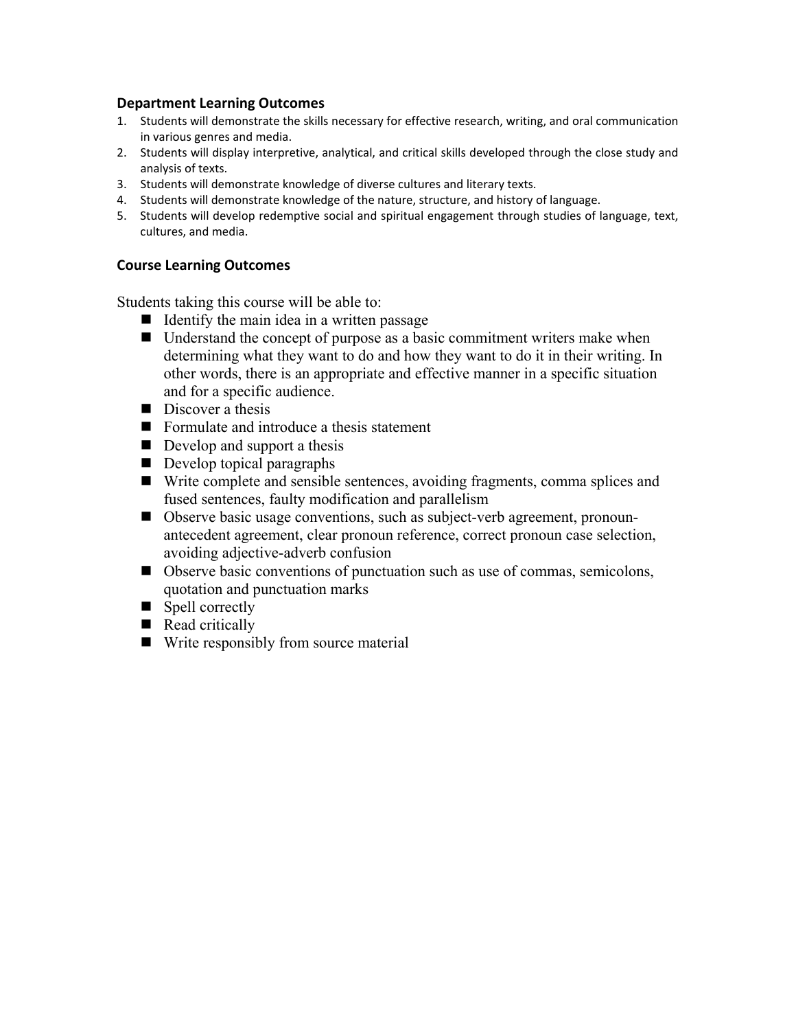### Department Learning Outcomes

1. Students will demonstrate the skills necessary for effective research, writing, and oral communication in various genres and media.
2. Students will display interpretive, analytical, and critical skills developed through the close study and analysis of texts.
3. Students will demonstrate knowledge of diverse cultures and literary texts.
4. Students will demonstrate knowledge of the nature, structure, and history of language.
5. Students will develop redemptive social and spiritual engagement through studies of language, text, cultures, and media.

### Course Learning Outcomes

Students taking this course will be able to:

- Identify the main idea in a written passage
- Understand the concept of purpose as a basic commitment writers make when determining what they want to do and how they want to do it in their writing. In other words, there is an appropriate and effective manner in a specific situation and for a specific audience.
- Discover a thesis
- Formulate and introduce a thesis statement
- Develop and support a thesis
- Develop topical paragraphs
- Write complete and sensible sentences, avoiding fragments, comma splices and fused sentences, faulty modification and parallelism
- Observe basic usage conventions, such as subject-verb agreement, pronoun-antecedent agreement, clear pronoun reference, correct pronoun case selection, avoiding adjective-adverb confusion
- Observe basic conventions of punctuation such as use of commas, semicolons, quotation and punctuation marks
- Spell correctly
- Read critically
- Write responsibly from source material